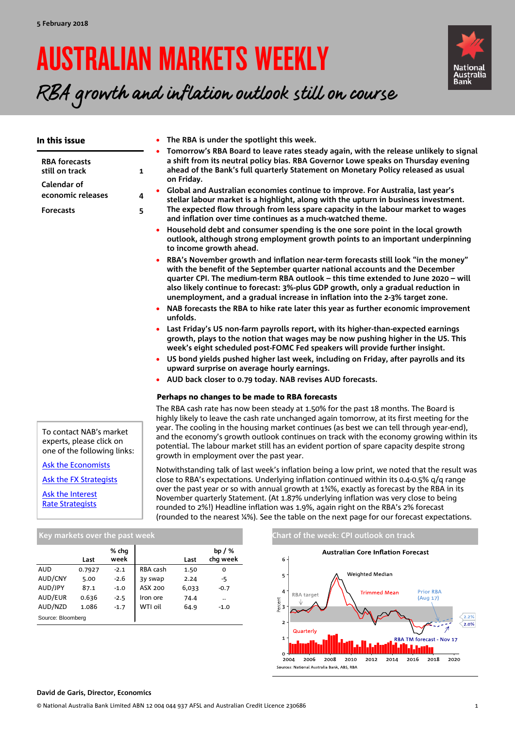5 February 2018

# AUSTRALIAN MARKETS WEEKLY

## *RBA growth and inflation outlook still on course*

### In this issue

| | |
|---|---|
| RBA forecasts still on track | 1 |
| Calendar of economic releases | 4 |
| Forecasts | 5 |

- **The RBA is under the spotlight this week.**
- **Tomorrow's RBA Board to leave rates steady again, with the release unlikely to signal a shift from its neutral policy bias. RBA Governor Lowe speaks on Thursday evening ahead of the Bank's full quarterly Statement on Monetary Policy released as usual on Friday.**
- **Global and Australian economies continue to improve. For Australia, last year's stellar labour market is a highlight, along with the upturn in business investment. The expected flow through from less spare capacity in the labour market to wages and inflation over time continues as a much-watched theme.**
- **Household debt and consumer spending is the one sore point in the local growth outlook, although strong employment growth points to an important underpinning to income growth ahead.**
- **RBA's November growth and inflation near-term forecasts still look "in the money" with the benefit of the September quarter national accounts and the December quarter CPI. The medium-term RBA outlook – this time extended to June 2020 – will also likely continue to forecast: 3%-plus GDP growth, only a gradual reduction in unemployment, and a gradual increase in inflation into the 2-3% target zone.**
- **NAB forecasts the RBA to hike rate later this year as further economic improvement unfolds.**
- **Last Friday's US non-farm payrolls report, with its higher-than-expected earnings growth, plays to the notion that wages may be now pushing higher in the US. This week's eight scheduled post-FOMC Fed speakers will provide further insight.**
- **US bond yields pushed higher last week, including on Friday, after payrolls and its upward surprise on average hourly earnings.**
- **AUD back closer to 0.79 today. NAB revises AUD forecasts.**

To contact NAB's market experts, please click on one of the following links:

Ask the Economists

Ask the FX Strategists

Ask the Interest Rate Strategists

### Perhaps no changes to be made to RBA forecasts

The RBA cash rate has now been steady at 1.50% for the past 18 months. The Board is highly likely to leave the cash rate unchanged again tomorrow, at its first meeting for the year. The cooling in the housing market continues (as best we can tell through year-end), and the economy's growth outlook continues on track with the economy growing within its potential. The labour market still has an evident portion of spare capacity despite strong growth in employment over the past year.

Notwithstanding talk of last week's inflation being a low print, we noted that the result was close to RBA's expectations. Underlying inflation continued within its 0.4-0.5% q/q range over the past year or so with annual growth at 1¾%, exactly as forecast by the RBA in its November quarterly Statement. (At 1.87% underlying inflation was very close to being rounded to 2%!) Headline inflation was 1.9%, again right on the RBA's 2% forecast (rounded to the nearest ¼%). See the table on the next page for our forecast expectations.

### Key markets over the past week

| | Last | % chg week | | Last | bp / % chg week |
|---|---|---|---|---|---|
| AUD | 0.7927 | -2.1 | RBA cash | 1.50 | 0 |
| AUD/CNY | 5.00 | -2.6 | 3y swap | 2.24 | -5 |
| AUD/JPY | 87.1 | -1.0 | ASX 200 | 6,033 | -0.7 |
| AUD/EUR | 0.636 | -2.5 | Iron ore | 74.4 | .. |
| AUD/NZD | 1.086 | -1.7 | WTI oil | 64.9 | -1.0 |

Source: Bloomberg

### Chart of the week: CPI outlook on track

Australian Core Inflation Forecast

Sources: National Australia Bank, ABS, RBA

**David de Garis, Director, Economics**

© National Australia Bank Limited ABN 12 004 044 937 AFSL and Australian Credit Licence 230686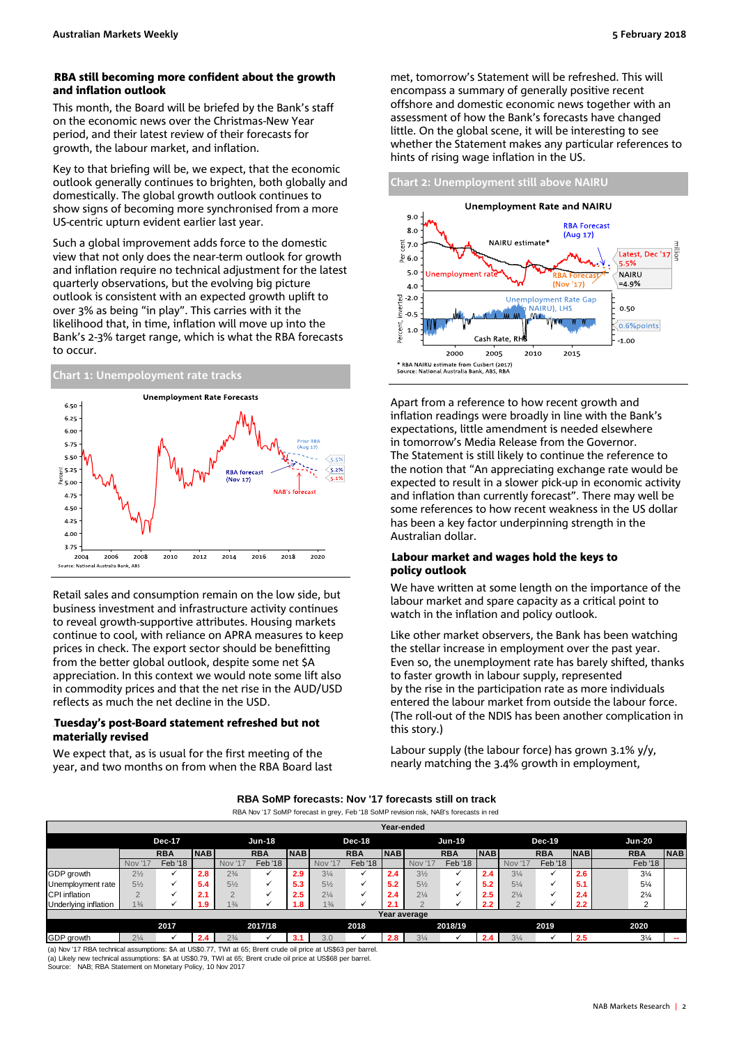### RBA still becoming more confident about the growth and inflation outlook

This month, the Board will be briefed by the Bank's staff on the economic news over the Christmas-New Year period, and their latest review of their forecasts for growth, the labour market, and inflation.

Key to that briefing will be, we expect, that the economic outlook generally continues to brighten, both globally and domestically. The global growth outlook continues to show signs of becoming more synchronised from a more US-centric upturn evident earlier last year.

Such a global improvement adds force to the domestic view that not only does the near-term outlook for growth and inflation require no technical adjustment for the latest quarterly observations, but the evolving big picture outlook is consistent with an expected growth uplift to over 3% as being "in play". This carries with it the likelihood that, in time, inflation will move up into the Bank's 2-3% target range, which is what the RBA forecasts to occur.

Chart 1: Unemopoloyment rate tracks

Retail sales and consumption remain on the low side, but business investment and infrastructure activity continues to reveal growth-supportive attributes. Housing markets continue to cool, with reliance on APRA measures to keep prices in check. The export sector should be benefitting from the better global outlook, despite some net $A appreciation. In this context we would note some lift also in commodity prices and that the net rise in the AUD/USD reflects as much the net decline in the USD.

### Tuesday's post-Board statement refreshed but not materially revised

We expect that, as is usual for the first meeting of the year, and two months on from when the RBA Board last met, tomorrow's Statement will be refreshed. This will encompass a summary of generally positive recent offshore and domestic economic news together with an assessment of how the Bank's forecasts have changed little. On the global scene, it will be interesting to see whether the Statement makes any particular references to hints of rising wage inflation in the US.

Chart 2: Unemployment still above NAIRU

Apart from a reference to how recent growth and inflation readings were broadly in line with the Bank's expectations, little amendment is needed elsewhere in tomorrow's Media Release from the Governor. The Statement is still likely to continue the reference to the notion that "An appreciating exchange rate would be expected to result in a slower pick-up in economic activity and inflation than currently forecast". There may well be some references to how recent weakness in the US dollar has been a key factor underpinning strength in the Australian dollar.

### Labour market and wages hold the keys to policy outlook

We have written at some length on the importance of the labour market and spare capacity as a critical point to watch in the inflation and policy outlook.

Like other market observers, the Bank has been watching the stellar increase in employment over the past year. Even so, the unemployment rate has barely shifted, thanks to faster growth in labour supply, represented by the rise in the participation rate as more individuals entered the labour market from outside the labour force. (The roll-out of the NDIS has been another complication in this story.)

Labour supply (the labour force) has grown 3.1% y/y, nearly matching the 3.4% growth in employment,

**RBA SoMP forecasts: Nov '17 forecasts still on track**

RBA Nov '17 SoMP forecast in grey, Feb '18 SoMP revision risk, NAB's forecasts in red

| Year-ended | Dec-17 | | | Jun-18 | | | Dec-18 | | | Jun-19 | | | Dec-19 | | | Jun-20 | |
|---|---|---|---|---|---|---|---|---|---|---|---|---|---|---|---|---|---|
| | RBA | | NAB | RBA | | NAB | RBA | | NAB | RBA | | NAB | RBA | | NAB | RBA | NAB |
| | Nov '17 | Feb '18 | | Nov '17 | Feb '18 | | Nov '17 | Feb '18 | | Nov '17 | Feb '18 | | Nov '17 | Feb '18 | | Feb '18 | |
| GDP growth | 2½ | ✓ | 2.8 | 2¾ | ✓ | 2.9 | 3¼ | ✓ | 2.4 | 3½ | ✓ | 2.4 | 3¼ | ✓ | 2.6 | 3¼ | |
| Unemployment rate | 5½ | ✓ | 5.4 | 5½ | ✓ | 5.3 | 5½ | ✓ | 5.2 | 5½ | ✓ | 5.2 | 5¼ | ✓ | 5.1 | 5¼ | |
| CPI inflation | 2 | ✓ | 2.1 | 2 | ✓ | 2.5 | 2¼ | ✓ | 2.4 | 2¼ | ✓ | 2.5 | 2¼ | ✓ | 2.4 | 2¼ | |
| Underlying inflation | 1¾ | ✓ | 1.9 | 1¾ | ✓ | 1.8 | 1¾ | ✓ | 2.1 | 2 | ✓ | 2.2 | 2 | ✓ | 2.2 | 2 | |
| **Year average** | **2017** | | | **2017/18** | | | **2018** | | | **2018/19** | | | **2019** | | | **2020** | |
| GDP growth | 2¼ | ✓ | 2.4 | 2¾ | ✓ | 3.1 | 3.0 | ✓ | 2.8 | 3¼ | ✓ | 2.4 | 3¼ | ✓ | 2.5 | 3¼ | -- |

(a) Nov '17 RBA technical assumptions: $A at US$0.77, TWI at 65; Brent crude oil price at US$63 per barrel.
(a) Likely new technical assumptions: $A at US$0.79, TWI at 65; Brent crude oil price at US$68 per barrel.
Source: NAB; RBA Statement on Monetary Policy, 10 Nov 2017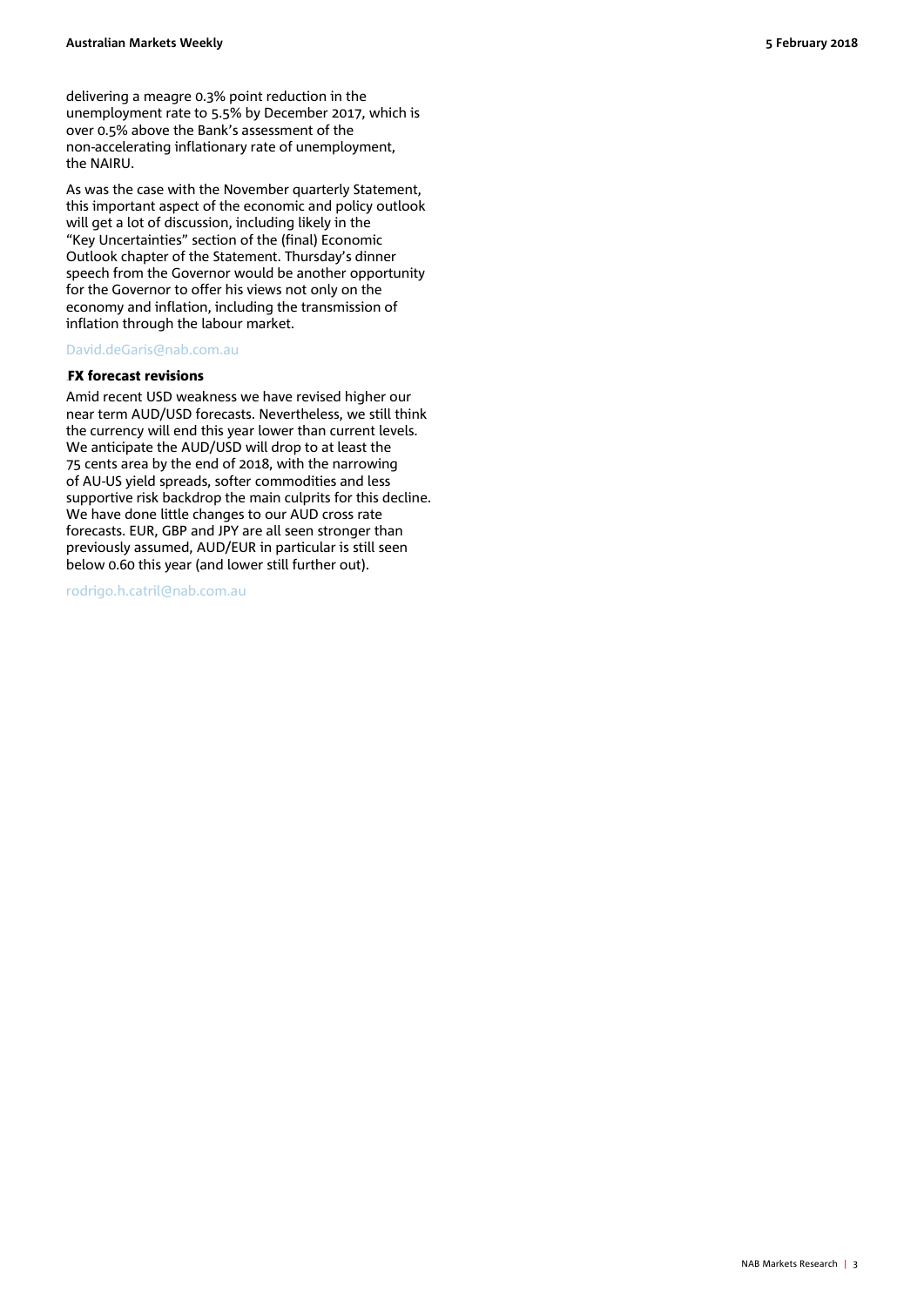delivering a meagre 0.3% point reduction in the unemployment rate to 5.5% by December 2017, which is over 0.5% above the Bank's assessment of the non-accelerating inflationary rate of unemployment, the NAIRU.

As was the case with the November quarterly Statement, this important aspect of the economic and policy outlook will get a lot of discussion, including likely in the "Key Uncertainties" section of the (final) Economic Outlook chapter of the Statement. Thursday's dinner speech from the Governor would be another opportunity for the Governor to offer his views not only on the economy and inflation, including the transmission of inflation through the labour market.

David.deGaris@nab.com.au

### FX forecast revisions

Amid recent USD weakness we have revised higher our near term AUD/USD forecasts. Nevertheless, we still think the currency will end this year lower than current levels. We anticipate the AUD/USD will drop to at least the 75 cents area by the end of 2018, with the narrowing of AU-US yield spreads, softer commodities and less supportive risk backdrop the main culprits for this decline. We have done little changes to our AUD cross rate forecasts. EUR, GBP and JPY are all seen stronger than previously assumed, AUD/EUR in particular is still seen below 0.60 this year (and lower still further out).

rodrigo.h.catril@nab.com.au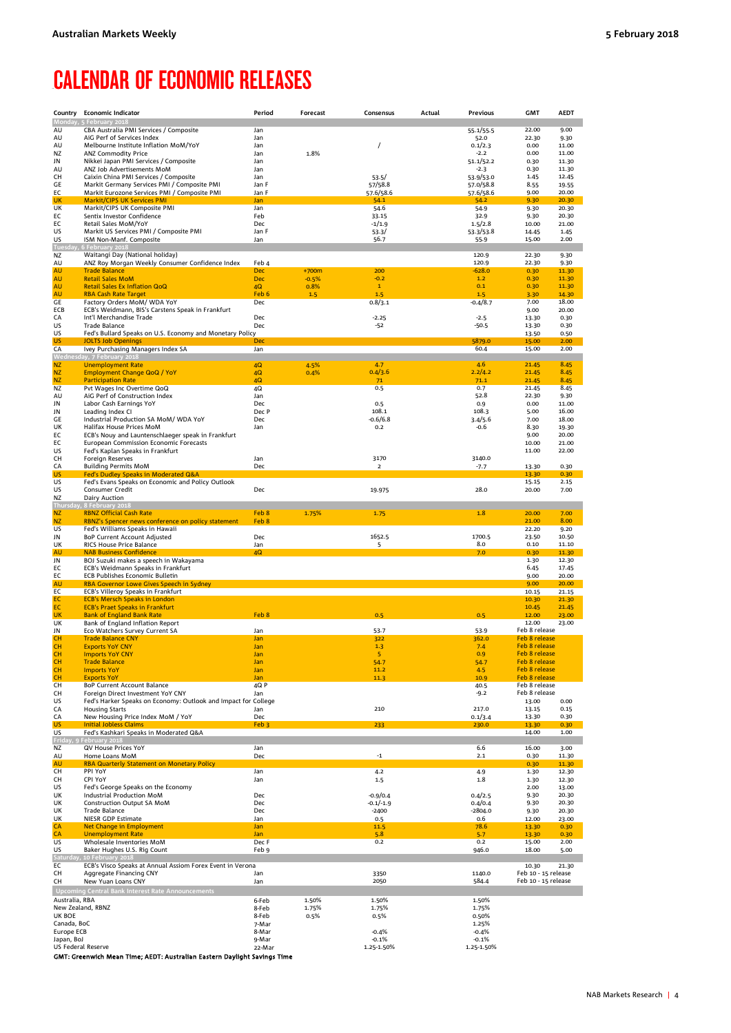# CALENDAR OF ECONOMIC RELEASES

| Country | Economic Indicator | Period | Forecast | Consensus | Actual | Previous | GMT | AEDT |
|---|---|---|---|---|---|---|---|---|
| **Monday, 5 February 2018** | | | | | | | | |
| AU | CBA Australia PMI Services / Composite | Jan | | | | 55.1/55.5 | 22.00 | 9.00 |
| AU | AiG Perf of Services Index | Jan | | | | 52.0 | 22.30 | 9.30 |
| AU | Melbourne Institute Inflation MoM/YoY | Jan | | / | | 0.1/2.3 | 0.00 | 11.00 |
| NZ | ANZ Commodity Price | Jan | 1.8% | | | -2.2 | 0.00 | 11.00 |
| JN | Nikkei Japan PMI Services / Composite | Jan | | | | 51.1/52.2 | 0.30 | 11.30 |
| AU | ANZ Job Advertisements MoM | Jan | | | | -2.3 | 0.30 | 11.30 |
| CH | Caixin China PMI Services / Composite | Jan | | 53.5/ | | 53.9/53.0 | 1.45 | 12.45 |
| GE | Markit Germany Services PMI / Composite PMI | Jan F | | 57/58.8 | | 57.0/58.8 | 8.55 | 19.55 |
| EC | Markit Eurozone Services PMI / Composite PMI | Jan F | | 57.6/58.6 | | 57.6/58.6 | 9.00 | 20.00 |
| UK | Markit/CIPS UK Services PMI | Jan | | 54.1 | | 54.2 | 9.30 | 20.30 |
| UK | Markit/CIPS UK Composite PMI | Jan | | 54.6 | | 54.9 | 9.30 | 20.30 |
| EC | Sentix Investor Confidence | Feb | | 33.15 | | 32.9 | 9.30 | 20.30 |
| EC | Retail Sales MoM/YoY | Dec | | -1/1.9 | | 1.5/2.8 | 10.00 | 21.00 |
| US | Markit US Services PMI / Composite PMI | Jan F | | 53.3/ | | 53.3/53.8 | 14.45 | 1.45 |
| US | ISM Non-Manf. Composite | Jan | | 56.7 | | 55.9 | 15.00 | 2.00 |
| **Tuesday, 6 February 2018** | | | | | | | | |
| NZ | Waitangi Day (National holiday) | | | | | 120.9 | 22.30 | 9.30 |
| AU | ANZ Roy Morgan Weekly Consumer Confidence Index | Feb 4 | | | | 120.9 | 22.30 | 9.30 |
| AU | Trade Balance | Dec | +700m | 200 | | -628.0 | 0.30 | 11.30 |
| AU | Retail Sales MoM | Dec | -0.5% | -0.2 | | 1.2 | 0.30 | 11.30 |
| AU | Retail Sales Ex Inflation QoQ | 4Q | 0.8% | 1 | | 0.1 | 0.30 | 11.30 |
| AU | RBA Cash Rate Target | Feb 6 | 1.5 | 1.5 | | 1.5 | 3.30 | 14.30 |
| GE | Factory Orders MoM/ WDA YoY | Dec | | 0.8/3.1 | | -0.4/8.7 | 7.00 | 18.00 |
| ECB | ECB's Weidmann, BIS's Carstens Speak in Frankfurt | | | | | | 9.00 | 20.00 |
| CA | Int'l Merchandise Trade | Dec | | -2.25 | | -2.5 | 13.30 | 0.30 |
| US | Trade Balance | Dec | | -52 | | -50.5 | 13.30 | 0.30 |
| US | Fed's Bullard Speaks on U.S. Economy and Monetary Policy | | | | | | 13.50 | 0.50 |
| US | JOLTS Job Openings | Dec | | | | 5879.0 | 15.00 | 2.00 |
| CA | Ivey Purchasing Managers Index SA | Jan | | | | 60.4 | 15.00 | 2.00 |
| **Wednesday, 7 February 2018** | | | | | | | | |
| NZ | Unemployment Rate | 4Q | 4.5% | 4.7 | | 4.6 | 21.45 | 8.45 |
| NZ | Employment Change QoQ / YoY | 4Q | 0.4% | 0.4/3.6 | | 2.2/4.2 | 21.45 | 8.45 |
| NZ | Participation Rate | 4Q | | 71 | | 71.1 | 21.45 | 8.45 |
| NZ | Pvt Wages Inc Overtime QoQ | 4Q | | 0.5 | | 0.7 | 21.45 | 8.45 |
| AU | AiG Perf of Construction Index | Jan | | | | 52.8 | 22.30 | 9.30 |
| JN | Labor Cash Earnings YoY | Dec | | 0.5 | | 0.9 | 0.00 | 11.00 |
| JN | Leading Index CI | Dec P | | 108.1 | | 108.3 | 5.00 | 16.00 |
| GE | Industrial Production SA MoM/ WDA YoY | Dec | | -0.6/6.8 | | 3.4/5.6 | 7.00 | 18.00 |
| UK | Halifax House Prices MoM | Jan | | 0.2 | | -0.6 | 8.30 | 19.30 |
| EC | ECB's Nouy and Lautenschlaeger speak in Frankfurt | | | | | | 9.00 | 20.00 |
| EC | European Commission Economic Forecasts | | | | | | 10.00 | 21.00 |
| US | Fed's Kaplan Speaks in Frankfurt | | | | | | 11.00 | 22.00 |
| CH | Foreign Reserves | Jan | | 3170 | | 3140.0 | | |
| CA | Building Permits MoM | Dec | | 2 | | -7.7 | 13.30 | 0.30 |
| US | Fed's Dudley Speaks in Moderated Q&A | | | | | | 13.30 | 0.30 |
| US | Fed's Evans Speaks on Economic and Policy Outlook | | | | | | 15.15 | 2.15 |
| US | Consumer Credit | Dec | | 19.975 | | 28.0 | 20.00 | 7.00 |
| NZ | Dairy Auction | | | | | | | |
| **Thursday, 8 February 2018** | | | | | | | | |
| NZ | RBNZ Official Cash Rate | Feb 8 | 1.75% | 1.75 | | 1.8 | 20.00 | 7.00 |
| NZ | RBNZ's Spencer news conference on policy statement | Feb 8 | | | | | 21.00 | 8.00 |
| US | Fed's Williams Speaks in Hawaii | | | | | | 22.20 | 9.20 |
| JN | BoP Current Account Adjusted | Dec | | 1652.5 | | 1700.5 | 23.50 | 10.50 |
| UK | RICS House Price Balance | Jan | | 5 | | 8.0 | 0.10 | 11.10 |
| AU | NAB Business Confidence | 4Q | | | | 7.0 | 0.30 | 11.30 |
| JN | BOJ Suzuki makes a speech in Wakayama | | | | | | 1.30 | 12.30 |
| EC | ECB's Weidmann Speaks in Frankfurt | | | | | | 6.45 | 17.45 |
| EC | ECB Publishes Economic Bulletin | | | | | | 9.00 | 20.00 |
| AU | RBA Governor Lowe Gives Speech in Sydney | | | | | | 9.00 | 20.00 |
| EC | ECB's Villeroy Speaks in Frankfurt | | | | | | 10.15 | 21.15 |
| EC | ECB's Mersch Speaks in London | | | | | | 10.30 | 21.30 |
| EC | ECB's Praet Speaks in Frankfurt | | | | | | 10.45 | 21.45 |
| UK | Bank of England Bank Rate | Feb 8 | | 0.5 | | 0.5 | 12.00 | 23.00 |
| UK | Bank of England Inflation Report | | | | | | 12.00 | 23.00 |
| JN | Eco Watchers Survey Current SA | Jan | | 53.7 | | 53.9 | Feb 8 release | |
| CH | Trade Balance CNY | Jan | | 322 | | 362.0 | Feb 8 release | |
| CH | Exports YoY CNY | Jan | | 1.3 | | 7.4 | Feb 8 release | |
| CH | Imports YoY CNY | Jan | | 5 | | 0.9 | Feb 8 release | |
| CH | Trade Balance | Jan | | 54.7 | | 54.7 | Feb 8 release | |
| CH | Imports YoY | Jan | | 11.2 | | 4.5 | Feb 8 release | |
| CH | Exports YoY | Jan | | 11.3 | | 10.9 | Feb 8 release | |
| CH | BoP Current Account Balance | 4Q P | | | | 40.5 | Feb 8 release | |
| CH | Foreign Direct Investment YoY CNY | Jan | | | | -9.2 | Feb 8 release | |
| US | Fed's Harker Speaks on Economy: Outlook and Impact for College | | | | | | 13.00 | 0.00 |
| CA | Housing Starts | Jan | | 210 | | 217.0 | 13.15 | 0.15 |
| CA | New Housing Price Index MoM / YoY | Dec | | | | 0.1/3.4 | 13.30 | 0.30 |
| US | Initial Jobless Claims | Feb 3 | | 233 | | 230.0 | 13.30 | 0.30 |
| US | Fed's Kashkari Speaks in Moderated Q&A | | | | | | 14.00 | 1.00 |
| **Friday, 9 February 2018** | | | | | | | | |
| NZ | QV House Prices YoY | Jan | | | | 6.6 | 16.00 | 3.00 |
| AU | Home Loans MoM | Dec | | -1 | | 2.1 | 0.30 | 11.30 |
| AU | RBA Quarterly Statement on Monetary Policy | | | | | | 0.30 | 11.30 |
| CH | PPI YoY | Jan | | 4.2 | | 4.9 | 1.30 | 12.30 |
| CH | CPI YoY | Jan | | 1.5 | | 1.8 | 1.30 | 12.30 |
| US | Fed's George Speaks on the Economy | | | | | | 2.00 | 13.00 |
| UK | Industrial Production MoM | Dec | | -0.9/0.4 | | 0.4/2.5 | 9.30 | 20.30 |
| UK | Construction Output SA MoM | Dec | | -0.1/-1.9 | | 0.4/0.4 | 9.30 | 20.30 |
| UK | Trade Balance | Dec | | -2400 | | -2804.0 | 9.30 | 20.30 |
| UK | NIESR GDP Estimate | Jan | | 0.5 | | 0.6 | 12.00 | 23.00 |
| CA | Net Change in Employment | Jan | | 11.5 | | 78.6 | 13.30 | 0.30 |
| CA | Unemployment Rate | Jan | | 5.8 | | 5.7 | 13.30 | 0.30 |
| US | Wholesale Inventories MoM | Dec F | | 0.2 | | 0.2 | 15.00 | 2.00 |
| US | Baker Hughes U.S. Rig Count | Feb 9 | | | | 946.0 | 18.00 | 5.00 |
| **Saturday, 10 February 2018** | | | | | | | | |
| EC | ECB's Visco Speaks at Annual Assiom Forex Event in Verona | | | | | | 10.30 | 21.30 |
| CH | Aggregate Financing CNY | Jan | | 3350 | | 1140.0 | Feb 10 - 15 release | |
| CH | New Yuan Loans CNY | Jan | | 2050 | | 584.4 | Feb 10 - 15 release | |
| **Upcoming Central Bank Interest Rate Announcements** | | | | | | | | |
| Australia, RBA | | 6-Feb | 1.50% | 1.50% | | 1.50% | | |
| New Zealand, RBNZ | | 8-Feb | 1.75% | 1.75% | | 1.75% | | |
| UK BOE | | 8-Feb | 0.5% | 0.5% | | 0.50% | | |
| Canada, BoC | | 7-Mar | | | | 1.25% | | |
| Europe ECB | | 8-Mar | | -0.4% | | -0.4% | | |
| Japan, BoJ | | 9-Mar | | -0.1% | | -0.1% | | |
| US Federal Reserve | | 22-Mar | | 1.25-1.50% | | 1.25-1.50% | | |

**GMT: Greenwich Mean Time; AEDT: Australian Eastern Daylight Savings Time**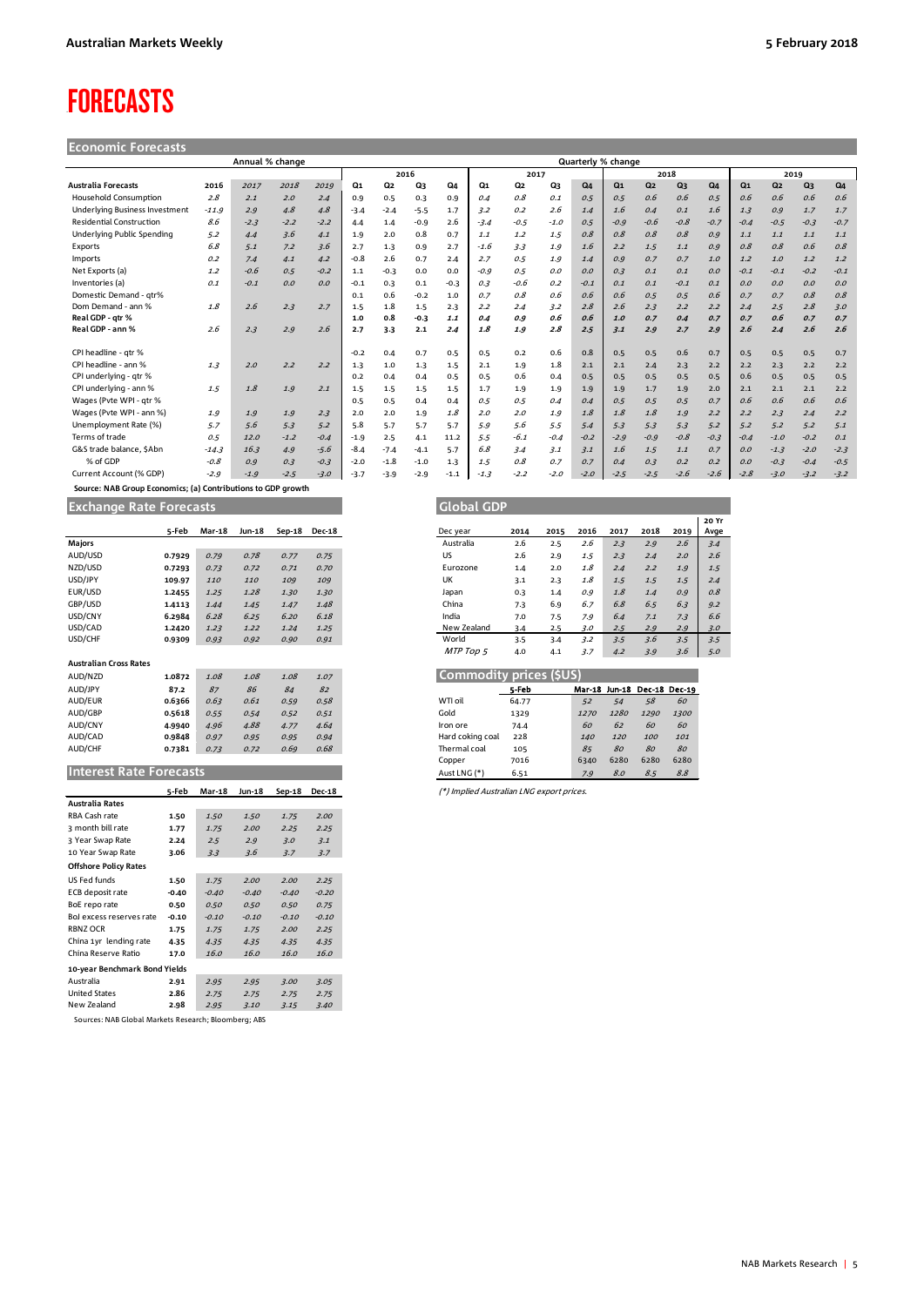# FORECASTS

## Economic Forecasts

| Australia Forecasts | Annual % change | | | | Quarterly % change | | | | | | | | | | | | | | | |
|---|---|---|---|---|---|---|---|---|---|---|---|---|---|---|---|---|---|---|---|---|
| | | | | | 2016 | | | | 2017 | | | | 2018 | | | | 2019 | | | |
| | 2016 | 2017 | 2018 | 2019 | Q1 | Q2 | Q3 | Q4 | Q1 | Q2 | Q3 | Q4 | Q1 | Q2 | Q3 | Q4 | Q1 | Q2 | Q3 | Q4 |
| Household Consumption | 2.8 | 2.1 | 2.0 | 2.4 | 0.9 | 0.5 | 0.3 | 0.9 | 0.4 | 0.8 | 0.1 | 0.5 | 0.5 | 0.6 | 0.6 | 0.5 | 0.6 | 0.6 | 0.6 | 0.6 |
| Underlying Business Investment | -11.9 | 2.9 | 4.8 | 4.8 | -3.4 | -2.4 | -5.5 | 1.7 | 3.2 | 0.2 | 2.6 | 1.4 | 1.6 | 0.4 | 0.1 | 1.6 | 1.3 | 0.9 | 1.7 | 1.7 |
| Residential Construction | 8.6 | -2.3 | -2.2 | -2.2 | 4.4 | 1.4 | -0.9 | 2.6 | -3.4 | -0.5 | -1.0 | 0.5 | -0.9 | -0.6 | -0.8 | -0.7 | -0.4 | -0.5 | -0.3 | -0.7 |
| Underlying Public Spending | 5.2 | 4.4 | 3.6 | 4.1 | 1.9 | 2.0 | 0.8 | 0.7 | 1.1 | 1.2 | 1.5 | 0.8 | 0.8 | 0.8 | 0.8 | 0.9 | 1.1 | 1.1 | 1.1 | 1.1 |
| Exports | 6.8 | 5.1 | 7.2 | 3.6 | 2.7 | 1.3 | 0.9 | 2.7 | -1.6 | 3.3 | 1.9 | 1.6 | 2.2 | 1.5 | 1.1 | 0.9 | 0.8 | 0.8 | 0.6 | 0.8 |
| Imports | 0.2 | 7.4 | 4.1 | 4.2 | -0.8 | 2.6 | 0.7 | 2.4 | 2.7 | 0.5 | 1.9 | 1.4 | 0.9 | 0.7 | 0.7 | 1.0 | 1.2 | 1.0 | 1.2 | 1.2 |
| Net Exports (a) | 1.2 | -0.6 | 0.5 | -0.2 | 1.1 | -0.3 | 0.0 | 0.0 | -0.9 | 0.5 | 0.0 | 0.0 | 0.3 | 0.1 | 0.1 | 0.0 | -0.1 | -0.1 | -0.2 | -0.1 |
| Inventories (a) | 0.1 | -0.1 | 0.0 | 0.0 | -0.1 | 0.3 | 0.1 | -0.3 | 0.3 | -0.6 | 0.2 | -0.1 | 0.1 | 0.1 | -0.1 | 0.1 | 0.0 | 0.0 | 0.0 | 0.0 |
| Domestic Demand - qtr% | | | | | 0.1 | 0.6 | -0.2 | 1.0 | 0.7 | 0.8 | 0.6 | 0.6 | 0.6 | 0.5 | 0.5 | 0.6 | 0.7 | 0.7 | 0.8 | 0.8 |
| Dom Demand - ann % | 1.8 | 2.6 | 2.3 | 2.7 | 1.5 | 1.8 | 1.5 | 2.3 | 2.2 | 2.4 | 3.2 | 2.8 | 2.6 | 2.3 | 2.2 | 2.2 | 2.4 | 2.5 | 2.8 | 3.0 |
| **Real GDP - qtr %** | | | | | **1.0** | **0.8** | **-0.3** | **1.1** | **0.4** | **0.9** | **0.6** | **0.6** | **1.0** | **0.7** | **0.4** | **0.7** | **0.7** | **0.6** | **0.7** | **0.7** |
| **Real GDP - ann %** | **2.6** | **2.3** | **2.9** | **2.6** | **2.7** | **3.3** | **2.1** | **2.4** | **1.8** | **1.9** | **2.8** | **2.5** | **3.1** | **2.9** | **2.7** | **2.9** | **2.6** | **2.4** | **2.6** | **2.6** |
| CPI headline - qtr % | | | | | -0.2 | 0.4 | 0.7 | 0.5 | 0.5 | 0.2 | 0.6 | 0.8 | 0.5 | 0.5 | 0.6 | 0.7 | 0.5 | 0.5 | 0.5 | 0.7 |
| CPI headline - ann % | 1.3 | 2.0 | 2.2 | 2.2 | 1.3 | 1.0 | 1.3 | 1.5 | 2.1 | 1.9 | 1.8 | 2.1 | 2.1 | 2.4 | 2.3 | 2.2 | 2.2 | 2.3 | 2.2 | 2.2 |
| CPI underlying - qtr % | | | | | 0.2 | 0.4 | 0.4 | 0.5 | 0.5 | 0.6 | 0.4 | 0.5 | 0.5 | 0.5 | 0.5 | 0.5 | 0.6 | 0.5 | 0.5 | 0.5 |
| CPI underlying - ann % | 1.5 | 1.8 | 1.9 | 2.1 | 1.5 | 1.5 | 1.5 | 1.5 | 1.7 | 1.9 | 1.9 | 1.9 | 1.9 | 1.7 | 1.9 | 2.0 | 2.1 | 2.1 | 2.1 | 2.2 |
| Wages (Pvte WPI - qtr % | | | | | 0.5 | 0.5 | 0.4 | 0.4 | 0.5 | 0.5 | 0.4 | 0.4 | 0.5 | 0.5 | 0.5 | 0.7 | 0.6 | 0.6 | 0.6 | 0.6 |
| Wages (Pvte WPI - ann %) | 1.9 | 1.9 | 1.9 | 2.3 | 2.0 | 2.0 | 1.9 | 1.8 | 2.0 | 2.0 | 1.9 | 1.8 | 1.8 | 1.8 | 1.9 | 2.2 | 2.2 | 2.3 | 2.4 | 2.2 |
| Unemployment Rate (%) | 5.7 | 5.6 | 5.3 | 5.2 | 5.8 | 5.7 | 5.7 | 5.7 | 5.9 | 5.6 | 5.5 | 5.4 | 5.3 | 5.3 | 5.3 | 5.2 | 5.2 | 5.2 | 5.2 | 5.1 |
| Terms of trade | 0.5 | 12.0 | -1.2 | -0.4 | -1.9 | 2.5 | 4.1 | 11.2 | 5.5 | -6.1 | -0.4 | -0.2 | -2.9 | -0.9 | -0.8 | -0.3 | -0.4 | -1.0 | -0.2 | 0.1 |
| G&S trade balance, $Abn | -14.3 | 16.3 | 4.9 | -5.6 | -8.4 | -7.4 | -4.1 | 5.7 | 6.8 | 3.4 | 3.1 | 3.1 | 1.6 | 1.5 | 1.1 | 0.7 | 0.0 | -1.3 | -2.0 | -2.3 |
| % of GDP | -0.8 | 0.9 | 0.3 | -0.3 | -2.0 | -1.8 | -1.0 | 1.3 | 1.5 | 0.8 | 0.7 | 0.7 | 0.4 | 0.3 | 0.2 | 0.2 | 0.0 | -0.3 | -0.4 | -0.5 |
| Current Account (% GDP) | -2.9 | -1.9 | -2.5 | -3.0 | -3.7 | -3.9 | -2.9 | -1.1 | -1.3 | -2.2 | -2.0 | -2.0 | -2.5 | -2.5 | -2.6 | -2.6 | -2.8 | -3.0 | -3.2 | -3.2 |

Source: NAB Group Economics; (a) Contributions to GDP growth

## Exchange Rate Forecasts

| | 5-Feb | Mar-18 | Jun-18 | Sep-18 | Dec-18 |
|---|---|---|---|---|---|
| **Majors** | | | | | |
| AUD/USD | 0.7929 | 0.79 | 0.78 | 0.77 | 0.75 |
| NZD/USD | 0.7293 | 0.73 | 0.72 | 0.71 | 0.70 |
| USD/JPY | 109.97 | 110 | 110 | 109 | 109 |
| EUR/USD | 1.2455 | 1.25 | 1.28 | 1.30 | 1.30 |
| GBP/USD | 1.4113 | 1.44 | 1.45 | 1.47 | 1.48 |
| USD/CNY | 6.2984 | 6.28 | 6.25 | 6.20 | 6.18 |
| USD/CAD | 1.2420 | 1.23 | 1.22 | 1.24 | 1.25 |
| USD/CHF | 0.9309 | 0.93 | 0.92 | 0.90 | 0.91 |
| **Australian Cross Rates** | | | | | |
| AUD/NZD | 1.0872 | 1.08 | 1.08 | 1.08 | 1.07 |
| AUD/JPY | 87.2 | 87 | 86 | 84 | 82 |
| AUD/EUR | 0.6366 | 0.63 | 0.61 | 0.59 | 0.58 |
| AUD/GBP | 0.5618 | 0.55 | 0.54 | 0.52 | 0.51 |
| AUD/CNY | 4.9940 | 4.96 | 4.88 | 4.77 | 4.64 |
| AUD/CAD | 0.9848 | 0.97 | 0.95 | 0.95 | 0.94 |
| AUD/CHF | 0.7381 | 0.73 | 0.72 | 0.69 | 0.68 |

## Interest Rate Forecasts

| | 5-Feb | Mar-18 | Jun-18 | Sep-18 | Dec-18 |
|---|---|---|---|---|---|
| **Australia Rates** | | | | | |
| RBA Cash rate | 1.50 | 1.50 | 1.50 | 1.75 | 2.00 |
| 3 month bill rate | 1.77 | 1.75 | 2.00 | 2.25 | 2.25 |
| 3 Year Swap Rate | 2.24 | 2.5 | 2.9 | 3.0 | 3.1 |
| 10 Year Swap Rate | 3.06 | 3.3 | 3.6 | 3.7 | 3.7 |
| **Offshore Policy Rates** | | | | | |
| US Fed funds | 1.50 | 1.75 | 2.00 | 2.00 | 2.25 |
| ECB deposit rate | -0.40 | -0.40 | -0.40 | -0.40 | -0.20 |
| BoE repo rate | 0.50 | 0.50 | 0.50 | 0.50 | 0.75 |
| BoJ excess reserves rate | -0.10 | -0.10 | -0.10 | -0.10 | -0.10 |
| RBNZ OCR | 1.75 | 1.75 | 1.75 | 2.00 | 2.25 |
| China 1yr lending rate | 4.35 | 4.35 | 4.35 | 4.35 | 4.35 |
| China Reserve Ratio | 17.0 | 16.0 | 16.0 | 16.0 | 16.0 |
| **10-year Benchmark Bond Yields** | | | | | |
| Australia | 2.91 | 2.95 | 2.95 | 3.00 | 3.05 |
| United States | 2.86 | 2.75 | 2.75 | 2.75 | 2.75 |
| New Zealand | 2.98 | 2.95 | 3.10 | 3.15 | 3.40 |

Sources: NAB Global Markets Research; Bloomberg; ABS

## Global GDP

| Dec year | 2014 | 2015 | 2016 | 2017 | 2018 | 2019 | 20 Yr Avge |
|---|---|---|---|---|---|---|---|
| Australia | 2.6 | 2.5 | 2.6 | 2.3 | 2.9 | 2.6 | 3.4 |
| US | 2.6 | 2.9 | 1.5 | 2.3 | 2.4 | 2.0 | 2.6 |
| Eurozone | 1.4 | 2.0 | 1.8 | 2.4 | 2.2 | 1.9 | 1.5 |
| UK | 3.1 | 2.3 | 1.8 | 1.5 | 1.5 | 1.5 | 2.4 |
| Japan | 0.3 | 1.4 | 0.9 | 1.8 | 1.4 | 0.9 | 0.8 |
| China | 7.3 | 6.9 | 6.7 | 6.8 | 6.5 | 6.3 | 9.2 |
| India | 7.0 | 7.5 | 7.9 | 6.4 | 7.1 | 7.3 | 6.6 |
| New Zealand | 3.4 | 2.5 | 3.0 | 2.5 | 2.9 | 2.9 | 3.0 |
| World | 3.5 | 3.4 | 3.2 | 3.5 | 3.6 | 3.5 | 3.5 |
| *MTP Top 5* | 4.0 | 4.1 | 3.7 | 4.2 | 3.9 | 3.6 | 5.0 |

## Commodity prices ($US)

| | 5-Feb | Mar-18 | Jun-18 | Dec-18 | Dec-19 |
|---|---|---|---|---|---|
| WTI oil | 64.77 | 52 | 54 | 58 | 60 |
| Gold | 1329 | 1270 | 1280 | 1290 | 1300 |
| Iron ore | 74.4 | 60 | 62 | 60 | 60 |
| Hard coking coal | 228 | 140 | 120 | 100 | 101 |
| Thermal coal | 105 | 85 | 80 | 80 | 80 |
| Copper | 7016 | 6340 | 6280 | 6280 | 6280 |
| Aust LNG (*) | 6.51 | 7.9 | 8.0 | 8.5 | 8.8 |

*(\*) Implied Australian LNG export prices.*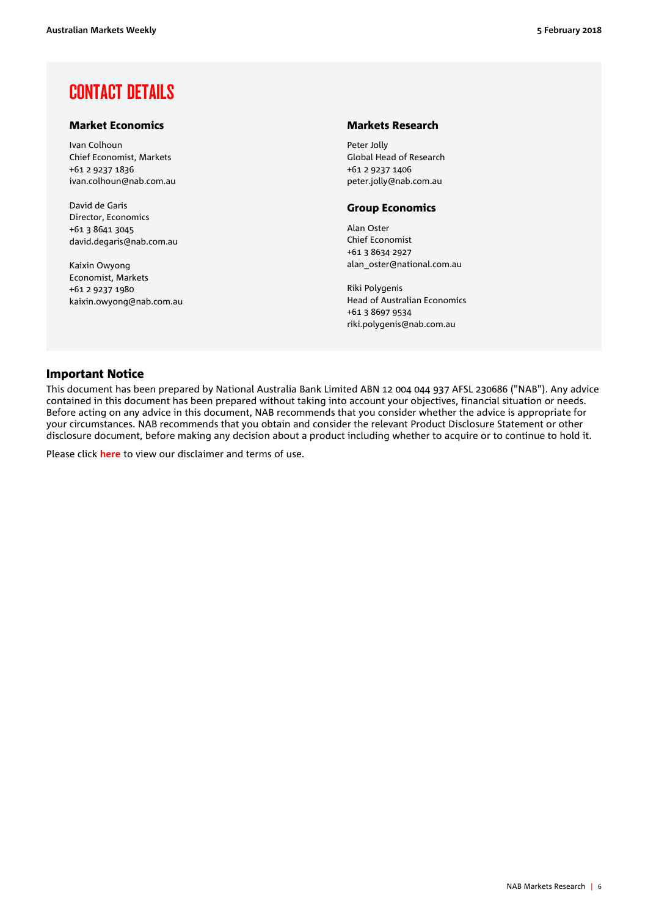# CONTACT DETAILS

## Market Economics

Ivan Colhoun
Chief Economist, Markets
+61 2 9237 1836
ivan.colhoun@nab.com.au

David de Garis
Director, Economics
+61 3 8641 3045
david.degaris@nab.com.au

Kaixin Owyong
Economist, Markets
+61 2 9237 1980
kaixin.owyong@nab.com.au

## Markets Research

Peter Jolly
Global Head of Research
+61 2 9237 1406
peter.jolly@nab.com.au

## Group Economics

Alan Oster
Chief Economist
+61 3 8634 2927
alan_oster@national.com.au

Riki Polygenis
Head of Australian Economics
+61 3 8697 9534
riki.polygenis@nab.com.au

## Important Notice

This document has been prepared by National Australia Bank Limited ABN 12 004 044 937 AFSL 230686 ("NAB"). Any advice contained in this document has been prepared without taking into account your objectives, financial situation or needs. Before acting on any advice in this document, NAB recommends that you consider whether the advice is appropriate for your circumstances. NAB recommends that you obtain and consider the relevant Product Disclosure Statement or other disclosure document, before making any decision about a product including whether to acquire or to continue to hold it.

Please click **here** to view our disclaimer and terms of use.